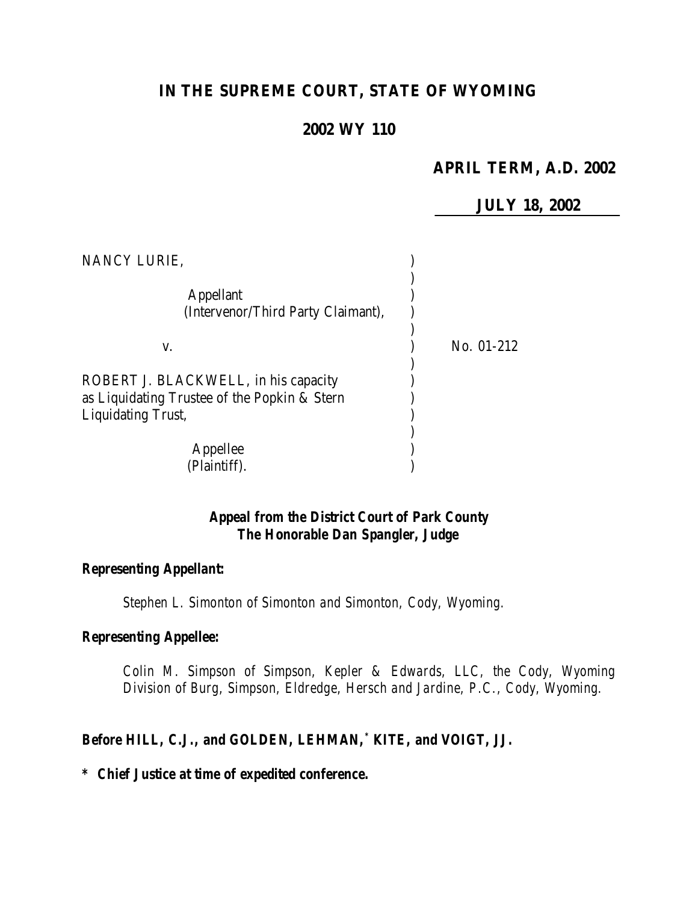# IN THE SUPREME COURT, STATE OF WYOMING

## 2002 WY 110

**APRIL TERM, A.D. 2002**

**JULY 18, 2002**

NANCY LURIE,

Appellant
(Intervenor/Third Party Claimant),

v.

No. 01-212

ROBERT J. BLACKWELL, in his capacity as Liquidating Trustee of the Popkin & Stern Liquidating Trust,

Appellee
(Plaintiff).

***Appeal from the District Court of Park County***
***The Honorable Dan Spangler, Judge***

**Representing Appellant:**

*Stephen L. Simonton of Simonton and Simonton, Cody, Wyoming.*

**Representing Appellee:**

*Colin M. Simpson of Simpson, Kepler & Edwards, LLC, the Cody, Wyoming Division of Burg, Simpson, Eldredge, Hersch and Jardine, P.C., Cody, Wyoming.*

**Before HILL, C.J., and GOLDEN, LEHMAN,* KITE, and VOIGT, JJ.**

**\* Chief Justice at time of expedited conference.**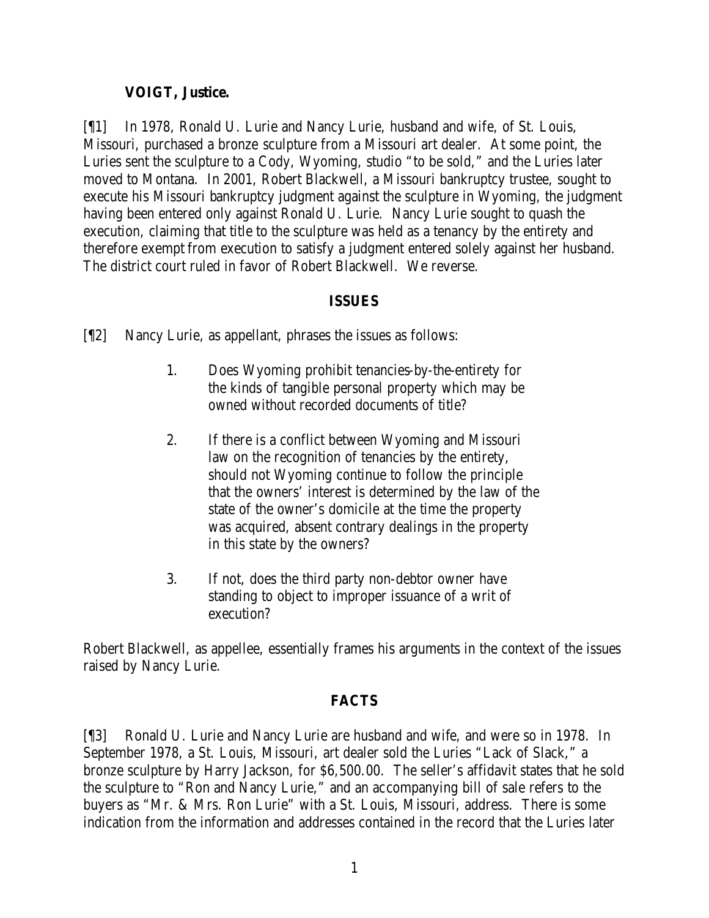**VOIGT, Justice.**

[¶1] In 1978, Ronald U. Lurie and Nancy Lurie, husband and wife, of St. Louis, Missouri, purchased a bronze sculpture from a Missouri art dealer. At some point, the Luries sent the sculpture to a Cody, Wyoming, studio "to be sold," and the Luries later moved to Montana. In 2001, Robert Blackwell, a Missouri bankruptcy trustee, sought to execute his Missouri bankruptcy judgment against the sculpture in Wyoming, the judgment having been entered only against Ronald U. Lurie. Nancy Lurie sought to quash the execution, claiming that title to the sculpture was held as a tenancy by the entirety and therefore exempt from execution to satisfy a judgment entered solely against her husband. The district court ruled in favor of Robert Blackwell. We reverse.

## ISSUES

[¶2] Nancy Lurie, as appellant, phrases the issues as follows:

> 1. Does Wyoming prohibit tenancies-by-the-entirety for the kinds of tangible personal property which may be owned without recorded documents of title?
>
> 2. If there is a conflict between Wyoming and Missouri law on the recognition of tenancies by the entirety, should not Wyoming continue to follow the principle that the owners' interest is determined by the law of the state of the owner's domicile at the time the property was acquired, absent contrary dealings in the property in this state by the owners?
>
> 3. If not, does the third party non-debtor owner have standing to object to improper issuance of a writ of execution?

Robert Blackwell, as appellee, essentially frames his arguments in the context of the issues raised by Nancy Lurie.

## FACTS

[¶3] Ronald U. Lurie and Nancy Lurie are husband and wife, and were so in 1978. In September 1978, a St. Louis, Missouri, art dealer sold the Luries "Lack of Slack," a bronze sculpture by Harry Jackson, for $6,500.00. The seller's affidavit states that he sold the sculpture to "Ron and Nancy Lurie," and an accompanying bill of sale refers to the buyers as "Mr. & Mrs. Ron Lurie" with a St. Louis, Missouri, address. There is some indication from the information and addresses contained in the record that the Luries later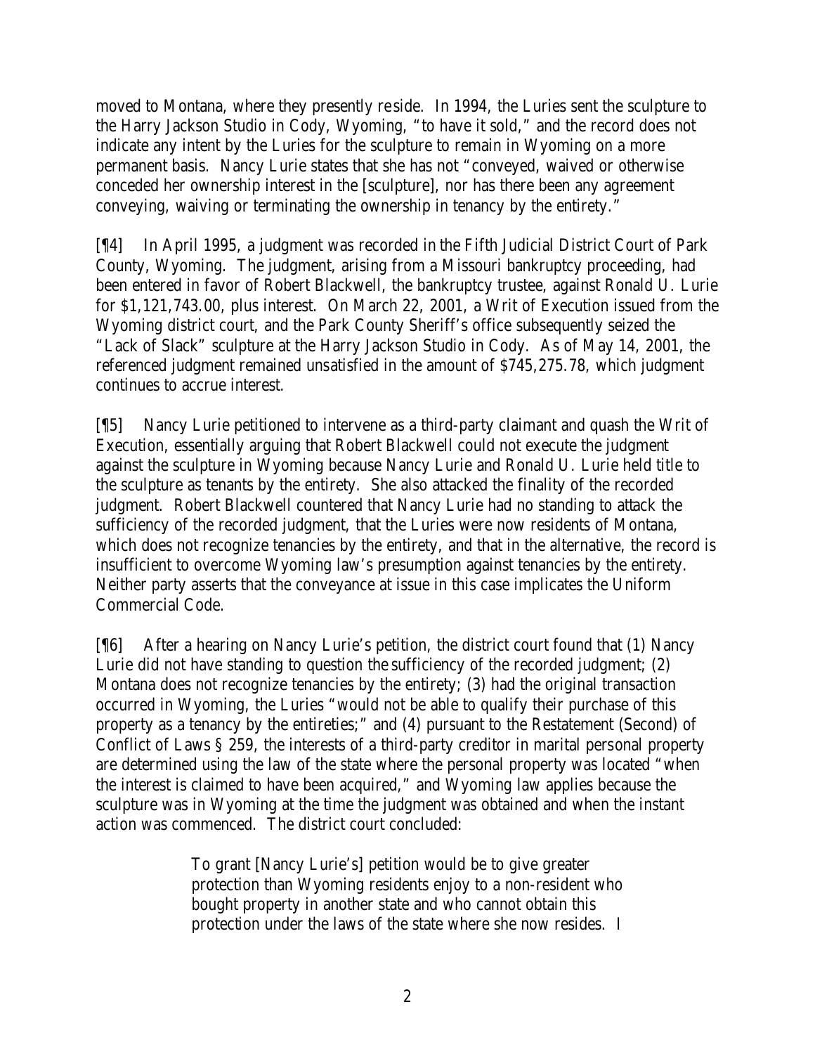moved to Montana, where they presently reside. In 1994, the Luries sent the sculpture to the Harry Jackson Studio in Cody, Wyoming, "to have it sold," and the record does not indicate any intent by the Luries for the sculpture to remain in Wyoming on a more permanent basis. Nancy Lurie states that she has not "conveyed, waived or otherwise conceded her ownership interest in the [sculpture], nor has there been any agreement conveying, waiving or terminating the ownership in tenancy by the entirety."

[¶4] In April 1995, a judgment was recorded in the Fifth Judicial District Court of Park County, Wyoming. The judgment, arising from a Missouri bankruptcy proceeding, had been entered in favor of Robert Blackwell, the bankruptcy trustee, against Ronald U. Lurie for $1,121,743.00, plus interest. On March 22, 2001, a Writ of Execution issued from the Wyoming district court, and the Park County Sheriff's office subsequently seized the "Lack of Slack" sculpture at the Harry Jackson Studio in Cody. As of May 14, 2001, the referenced judgment remained unsatisfied in the amount of $745,275.78, which judgment continues to accrue interest.

[¶5] Nancy Lurie petitioned to intervene as a third-party claimant and quash the Writ of Execution, essentially arguing that Robert Blackwell could not execute the judgment against the sculpture in Wyoming because Nancy Lurie and Ronald U. Lurie held title to the sculpture as tenants by the entirety. She also attacked the finality of the recorded judgment. Robert Blackwell countered that Nancy Lurie had no standing to attack the sufficiency of the recorded judgment, that the Luries were now residents of Montana, which does not recognize tenancies by the entirety, and that in the alternative, the record is insufficient to overcome Wyoming law's presumption against tenancies by the entirety. Neither party asserts that the conveyance at issue in this case implicates the Uniform Commercial Code.

[¶6] After a hearing on Nancy Lurie's petition, the district court found that (1) Nancy Lurie did not have standing to question the sufficiency of the recorded judgment; (2) Montana does not recognize tenancies by the entirety; (3) had the original transaction occurred in Wyoming, the Luries "would not be able to qualify their purchase of this property as a tenancy by the entireties;" and (4) pursuant to the Restatement (Second) of Conflict of Laws § 259, the interests of a third-party creditor in marital personal property are determined using the law of the state where the personal property was located "when the interest is claimed to have been acquired," and Wyoming law applies because the sculpture was in Wyoming at the time the judgment was obtained and when the instant action was commenced. The district court concluded:

> To grant [Nancy Lurie's] petition would be to give greater protection than Wyoming residents enjoy to a non-resident who bought property in another state and who cannot obtain this protection under the laws of the state where she now resides. I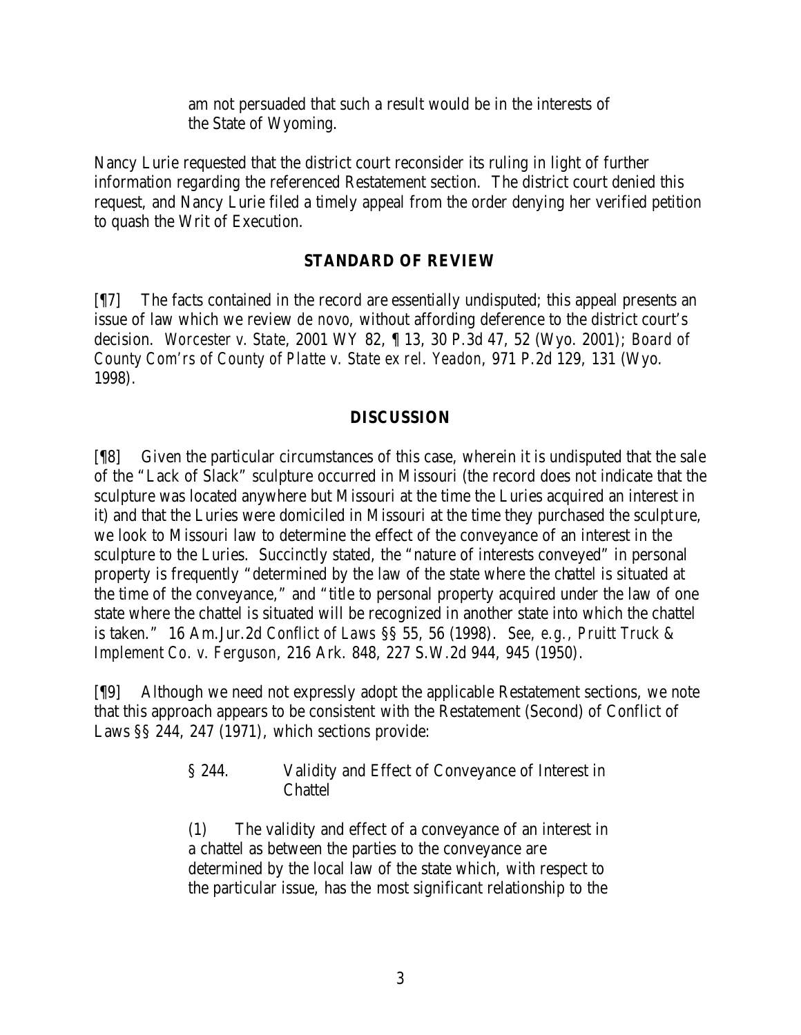> am not persuaded that such a result would be in the interests of the State of Wyoming.

Nancy Lurie requested that the district court reconsider its ruling in light of further information regarding the referenced Restatement section. The district court denied this request, and Nancy Lurie filed a timely appeal from the order denying her verified petition to quash the Writ of Execution.

## STANDARD OF REVIEW

[¶7] The facts contained in the record are essentially undisputed; this appeal presents an issue of law which we review *de novo*, without affording deference to the district court's decision. *Worcester v. State*, 2001 WY 82, ¶ 13, 30 P.3d 47, 52 (Wyo. 2001); *Board of County Com'rs of County of Platte v. State ex rel. Yeadon*, 971 P.2d 129, 131 (Wyo. 1998).

## DISCUSSION

[¶8] Given the particular circumstances of this case, wherein it is undisputed that the sale of the "Lack of Slack" sculpture occurred in Missouri (the record does not indicate that the sculpture was located anywhere but Missouri at the time the Luries acquired an interest in it) and that the Luries were domiciled in Missouri at the time they purchased the sculpture, we look to Missouri law to determine the effect of the conveyance of an interest in the sculpture to the Luries. Succinctly stated, the "nature of interests conveyed" in personal property is frequently "determined by the law of the state where the chattel is situated at the time of the conveyance," and "title to personal property acquired under the law of one state where the chattel is situated will be recognized in another state into which the chattel is taken." 16 Am.Jur.2d *Conflict of Laws* §§ 55, 56 (1998). *See, e.g.*, *Pruitt Truck & Implement Co. v. Ferguson*, 216 Ark. 848, 227 S.W.2d 944, 945 (1950).

[¶9] Although we need not expressly adopt the applicable Restatement sections, we note that this approach appears to be consistent with the Restatement (Second) of Conflict of Laws §§ 244, 247 (1971), which sections provide:

> § 244. Validity and Effect of Conveyance of Interest in Chattel
>
> (1) The validity and effect of a conveyance of an interest in a chattel as between the parties to the conveyance are determined by the local law of the state which, with respect to the particular issue, has the most significant relationship to the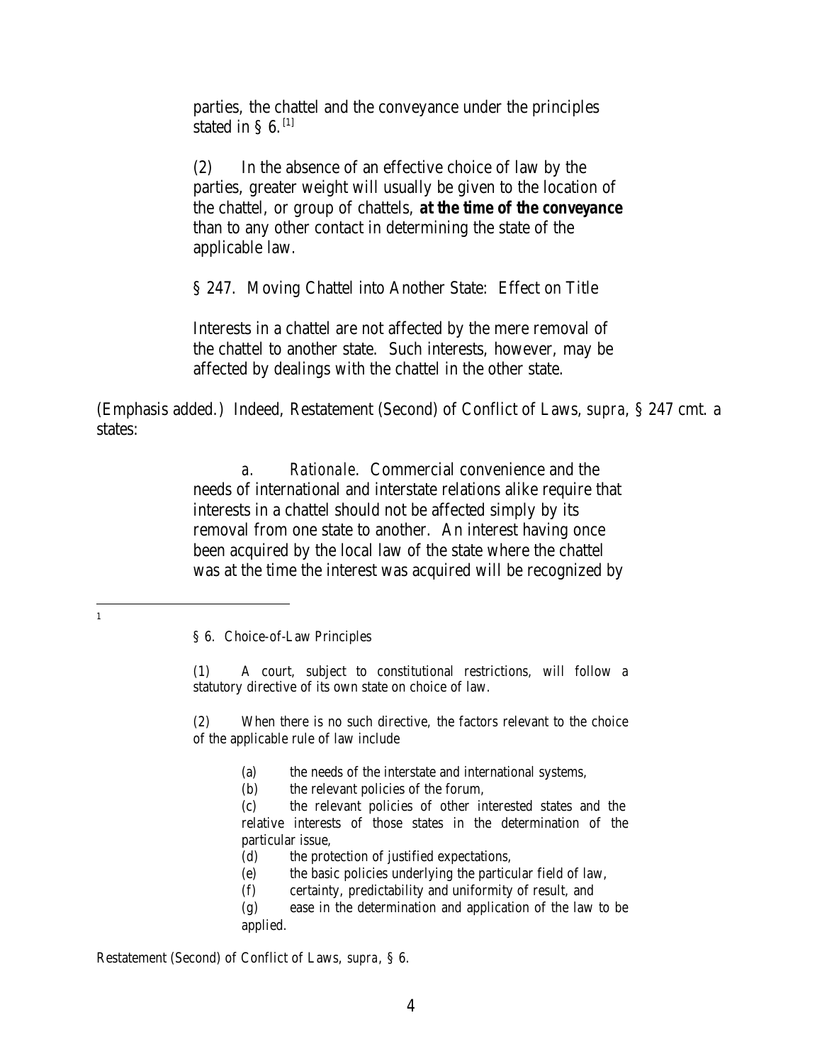> parties, the chattel and the conveyance under the principles stated in § 6.[1]
>
> (2) In the absence of an effective choice of law by the parties, greater weight will usually be given to the location of the chattel, or group of chattels, **at the time of the conveyance** than to any other contact in determining the state of the applicable law.
>
> § 247. Moving Chattel into Another State: Effect on Title
>
> Interests in a chattel are not affected by the mere removal of the chattel to another state. Such interests, however, may be affected by dealings with the chattel in the other state.

(Emphasis added.) Indeed, Restatement (Second) of Conflict of Laws, *supra*, § 247 cmt. a states:

> a. *Rationale*. Commercial convenience and the needs of international and interstate relations alike require that interests in a chattel should not be affected simply by its removal from one state to another. An interest having once been acquired by the local law of the state where the chattel was at the time the interest was acquired will be recognized by

---

1

> § 6. Choice-of-Law Principles
>
> (1) A court, subject to constitutional restrictions, will follow a statutory directive of its own state on choice of law.
>
> (2) When there is no such directive, the factors relevant to the choice of the applicable rule of law include
>
> (a) the needs of the interstate and international systems,
>
> (b) the relevant policies of the forum,
>
> (c) the relevant policies of other interested states and the relative interests of those states in the determination of the particular issue,
>
> (d) the protection of justified expectations,
>
> (e) the basic policies underlying the particular field of law,
>
> (f) certainty, predictability and uniformity of result, and
>
> (g) ease in the determination and application of the law to be applied.

Restatement (Second) of Conflict of Laws, *supra*, § 6.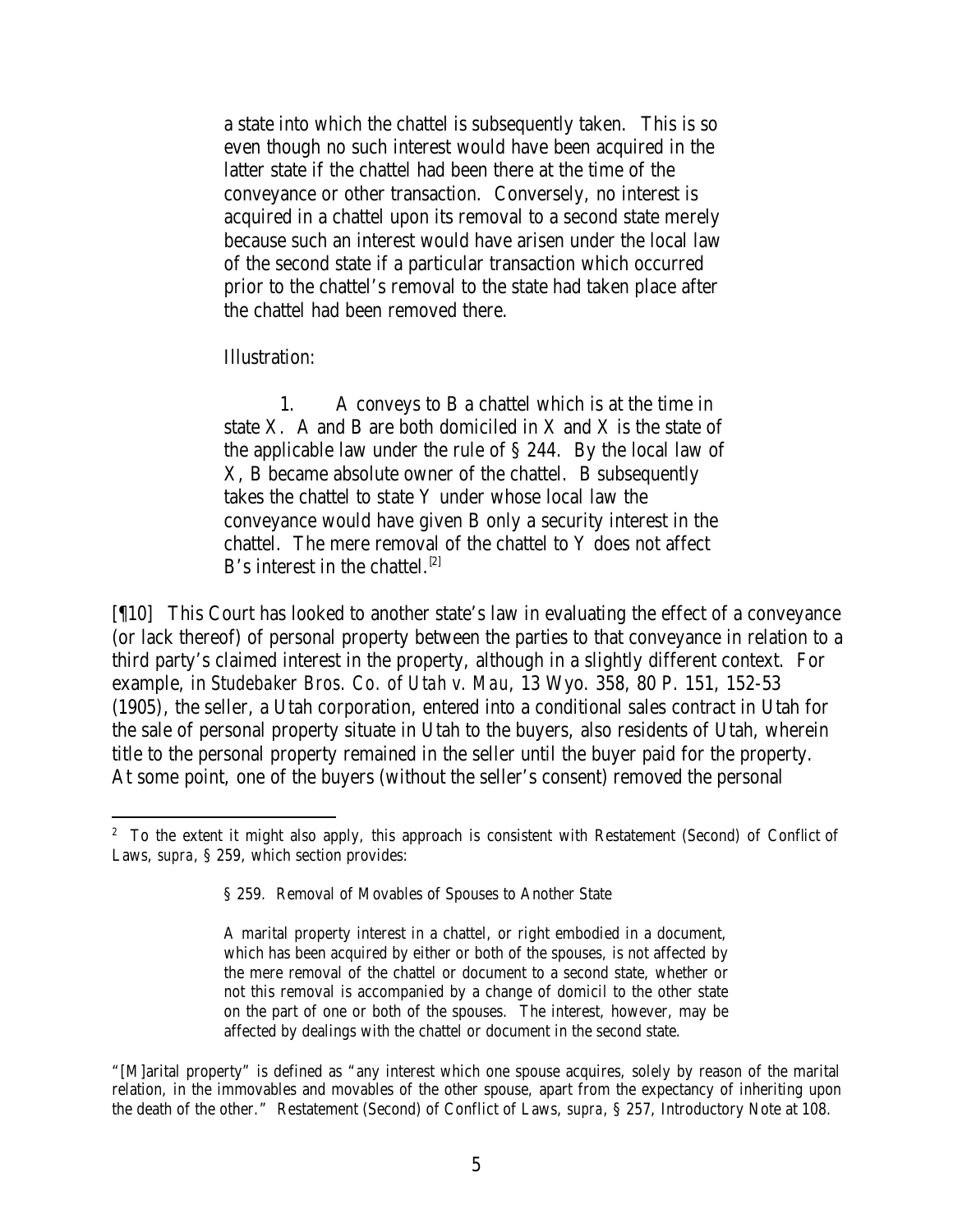> a state into which the chattel is subsequently taken. This is so even though no such interest would have been acquired in the latter state if the chattel had been there at the time of the conveyance or other transaction. Conversely, no interest is acquired in a chattel upon its removal to a second state merely because such an interest would have arisen under the local law of the second state if a particular transaction which occurred prior to the chattel's removal to the state had taken place after the chattel had been removed there.
>
> Illustration:
>
> 1. A conveys to B a chattel which is at the time in state X. A and B are both domiciled in X and X is the state of the applicable law under the rule of § 244. By the local law of X, B became absolute owner of the chattel. B subsequently takes the chattel to state Y under whose local law the conveyance would have given B only a security interest in the chattel. The mere removal of the chattel to Y does not affect B's interest in the chattel.[2]

[¶10] This Court has looked to another state's law in evaluating the effect of a conveyance (or lack thereof) of personal property between the parties to that conveyance in relation to a third party's claimed interest in the property, although in a slightly different context. For example, in *Studebaker Bros. Co. of Utah v. Mau*, 13 Wyo. 358, 80 P. 151, 152-53 (1905), the seller, a Utah corporation, entered into a conditional sales contract in Utah for the sale of personal property situate in Utah to the buyers, also residents of Utah, wherein title to the personal property remained in the seller until the buyer paid for the property. At some point, one of the buyers (without the seller's consent) removed the personal

---

[2] To the extent it might also apply, this approach is consistent with Restatement (Second) of Conflict of Laws, *supra*, § 259, which section provides:

> § 259. Removal of Movables of Spouses to Another State
>
> A marital property interest in a chattel, or right embodied in a document, which has been acquired by either or both of the spouses, is not affected by the mere removal of the chattel or document to a second state, whether or not this removal is accompanied by a change of domicil to the other state on the part of one or both of the spouses. The interest, however, may be affected by dealings with the chattel or document in the second state.

"[M]arital property" is defined as "any interest which one spouse acquires, solely by reason of the marital relation, in the immovables and movables of the other spouse, apart from the expectancy of inheriting upon the death of the other." Restatement (Second) of Conflict of Laws, *supra*, § 257, Introductory Note at 108.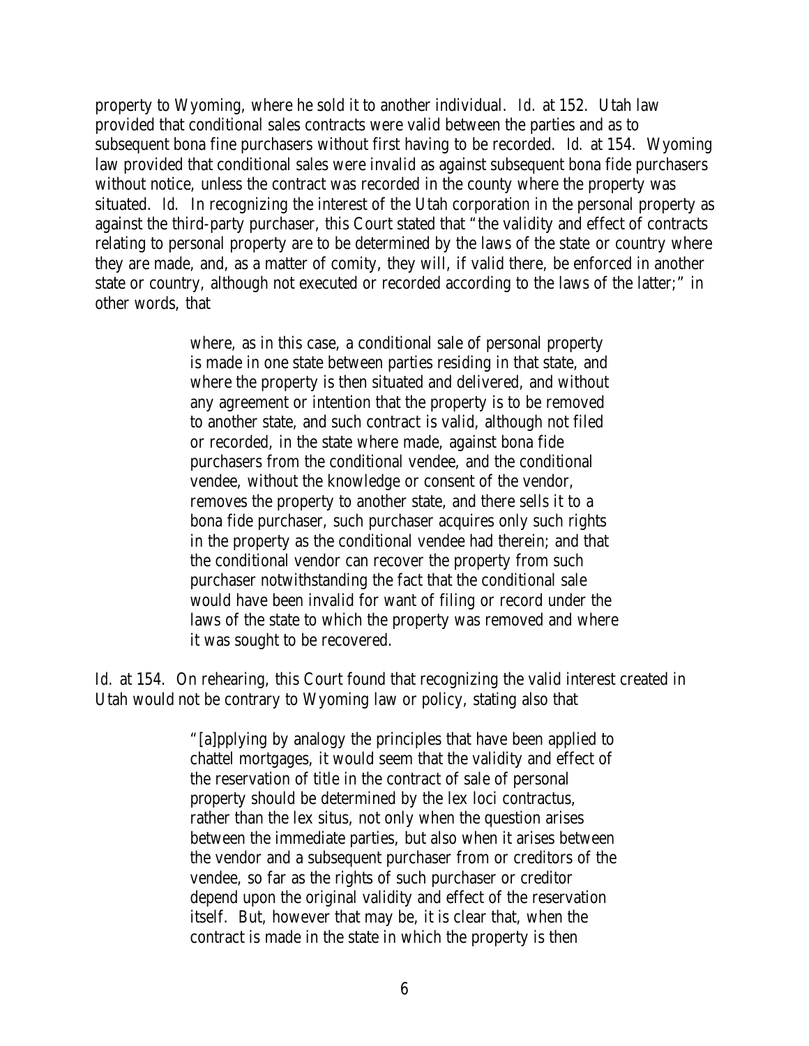property to Wyoming, where he sold it to another individual. *Id.* at 152. Utah law provided that conditional sales contracts were valid between the parties and as to subsequent bona fine purchasers without first having to be recorded. *Id.* at 154. Wyoming law provided that conditional sales were invalid as against subsequent bona fide purchasers without notice, unless the contract was recorded in the county where the property was situated. *Id.* In recognizing the interest of the Utah corporation in the personal property as against the third-party purchaser, this Court stated that "the validity and effect of contracts relating to personal property are to be determined by the laws of the state or country where they are made, and, as a matter of comity, they will, if valid there, be enforced in another state or country, although not executed or recorded according to the laws of the latter;" in other words, that

> where, as in this case, a conditional sale of personal property is made in one state between parties residing in that state, and where the property is then situated and delivered, and without any agreement or intention that the property is to be removed to another state, and such contract is valid, although not filed or recorded, in the state where made, against bona fide purchasers from the conditional vendee, and the conditional vendee, without the knowledge or consent of the vendor, removes the property to another state, and there sells it to a bona fide purchaser, such purchaser acquires only such rights in the property as the conditional vendee had therein; and that the conditional vendor can recover the property from such purchaser notwithstanding the fact that the conditional sale would have been invalid for want of filing or record under the laws of the state to which the property was removed and where it was sought to be recovered.

*Id.* at 154. On rehearing, this Court found that recognizing the valid interest created in Utah would not be contrary to Wyoming law or policy, stating also that

> "[a]pplying by analogy the principles that have been applied to chattel mortgages, it would seem that the validity and effect of the reservation of title in the contract of sale of personal property should be determined by the lex loci contractus, rather than the lex situs, not only when the question arises between the immediate parties, but also when it arises between the vendor and a subsequent purchaser from or creditors of the vendee, so far as the rights of such purchaser or creditor depend upon the original validity and effect of the reservation itself. But, however that may be, it is clear that, when the contract is made in the state in which the property is then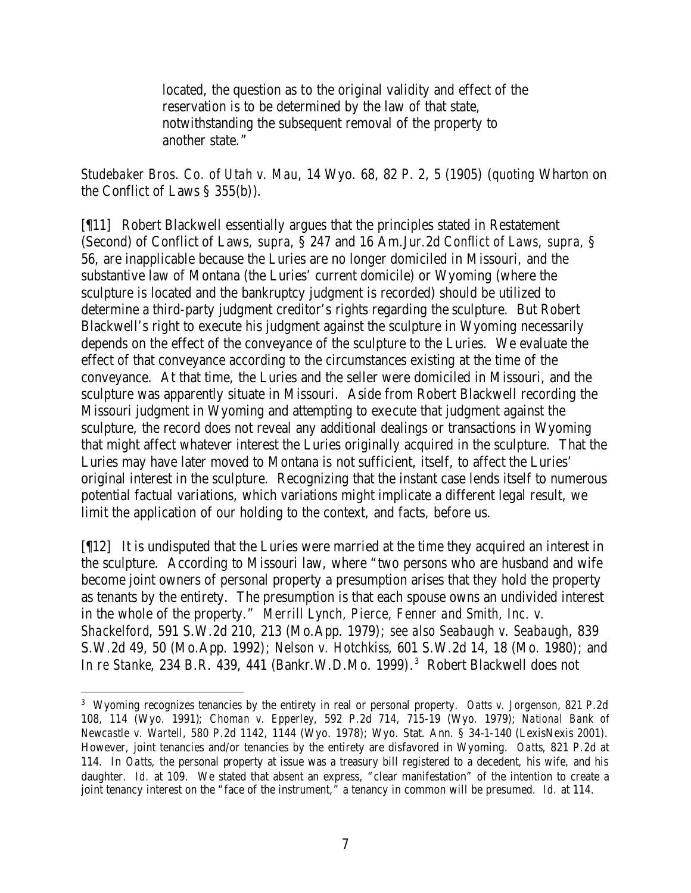> located, the question as to the original validity and effect of the reservation is to be determined by the law of that state, notwithstanding the subsequent removal of the property to another state."

*Studebaker Bros. Co. of Utah v. Mau*, 14 Wyo. 68, 82 P. 2, 5 (1905) (*quoting* Wharton on the Conflict of Laws § 355(b)).

[¶11] Robert Blackwell essentially argues that the principles stated in Restatement (Second) of Conflict of Laws, *supra*, § 247 and 16 Am.Jur.2d *Conflict of Laws*, *supra*, § 56, are inapplicable because the Luries are no longer domiciled in Missouri, and the substantive law of Montana (the Luries' current domicile) or Wyoming (where the sculpture is located and the bankruptcy judgment is recorded) should be utilized to determine a third-party judgment creditor's rights regarding the sculpture. But Robert Blackwell's right to execute his judgment against the sculpture in Wyoming necessarily depends on the effect of the conveyance of the sculpture to the Luries. We evaluate the effect of that conveyance according to the circumstances existing at the time of the conveyance. At that time, the Luries and the seller were domiciled in Missouri, and the sculpture was apparently situate in Missouri. Aside from Robert Blackwell recording the Missouri judgment in Wyoming and attempting to execute that judgment against the sculpture, the record does not reveal any additional dealings or transactions in Wyoming that might affect whatever interest the Luries originally acquired in the sculpture. That the Luries may have later moved to Montana is not sufficient, itself, to affect the Luries' original interest in the sculpture. Recognizing that the instant case lends itself to numerous potential factual variations, which variations might implicate a different legal result, we limit the application of our holding to the context, and facts, before us.

[¶12] It is undisputed that the Luries were married at the time they acquired an interest in the sculpture. According to Missouri law, where "two persons who are husband and wife become joint owners of personal property a presumption arises that they hold the property as tenants by the entirety. The presumption is that each spouse owns an undivided interest in the whole of the property." *Merrill Lynch, Pierce, Fenner and Smith, Inc. v. Shackelford*, 591 S.W.2d 210, 213 (Mo.App. 1979); *see also Seabaugh v. Seabaugh*, 839 S.W.2d 49, 50 (Mo.App. 1992); *Nelson v. Hotchkiss*, 601 S.W.2d 14, 18 (Mo. 1980); and *In re Stanke*, 234 B.R. 439, 441 (Bankr.W.D.Mo. 1999).[3] Robert Blackwell does not

---

[3] Wyoming recognizes tenancies by the entirety in real or personal property. *Oatts v. Jorgenson*, 821 P.2d 108, 114 (Wyo. 1991); *Choman v. Epperley*, 592 P.2d 714, 715-19 (Wyo. 1979); *National Bank of Newcastle v. Wartell*, 580 P.2d 1142, 1144 (Wyo. 1978); Wyo. Stat. Ann. § 34-1-140 (LexisNexis 2001). However, joint tenancies and/or tenancies by the entirety are disfavored in Wyoming. *Oatts*, 821 P.2d at 114. In *Oatts*, the personal property at issue was a treasury bill registered to a decedent, his wife, and his daughter. *Id.* at 109. We stated that absent an express, "clear manifestation" of the intention to create a joint tenancy interest on the "face of the instrument," a tenancy in common will be presumed. *Id.* at 114.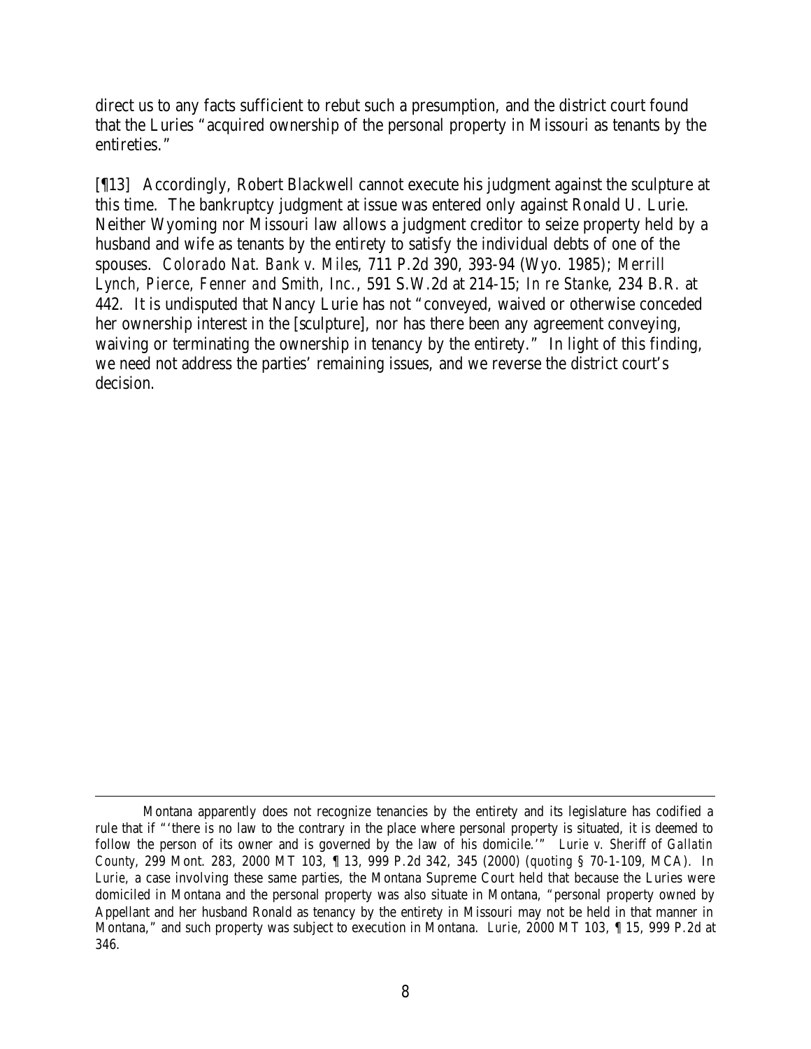direct us to any facts sufficient to rebut such a presumption, and the district court found that the Luries "acquired ownership of the personal property in Missouri as tenants by the entireties."

[¶13] Accordingly, Robert Blackwell cannot execute his judgment against the sculpture at this time. The bankruptcy judgment at issue was entered only against Ronald U. Lurie. Neither Wyoming nor Missouri law allows a judgment creditor to seize property held by a husband and wife as tenants by the entirety to satisfy the individual debts of one of the spouses. *Colorado Nat. Bank v. Miles*, 711 P.2d 390, 393-94 (Wyo. 1985); *Merrill Lynch, Pierce, Fenner and Smith, Inc.*, 591 S.W.2d at 214-15; *In re Stanke*, 234 B.R. at 442. It is undisputed that Nancy Lurie has not "conveyed, waived or otherwise conceded her ownership interest in the [sculpture], nor has there been any agreement conveying, waiving or terminating the ownership in tenancy by the entirety." In light of this finding, we need not address the parties' remaining issues, and we reverse the district court's decision.

---

Montana apparently does not recognize tenancies by the entirety and its legislature has codified a rule that if "'there is no law to the contrary in the place where personal property is situated, it is deemed to follow the person of its owner and is governed by the law of his domicile.'" *Lurie v. Sheriff of Gallatin County*, 299 Mont. 283, 2000 MT 103, ¶ 13, 999 P.2d 342, 345 (2000) (*quoting* § 70-1-109, MCA). In *Lurie*, a case involving these same parties, the Montana Supreme Court held that because the Luries were domiciled in Montana and the personal property was also situate in Montana, "personal property owned by Appellant and her husband Ronald as tenancy by the entirety in Missouri may not be held in that manner in Montana," and such property was subject to execution in Montana. *Lurie*, 2000 MT 103, ¶ 15, 999 P.2d at 346.